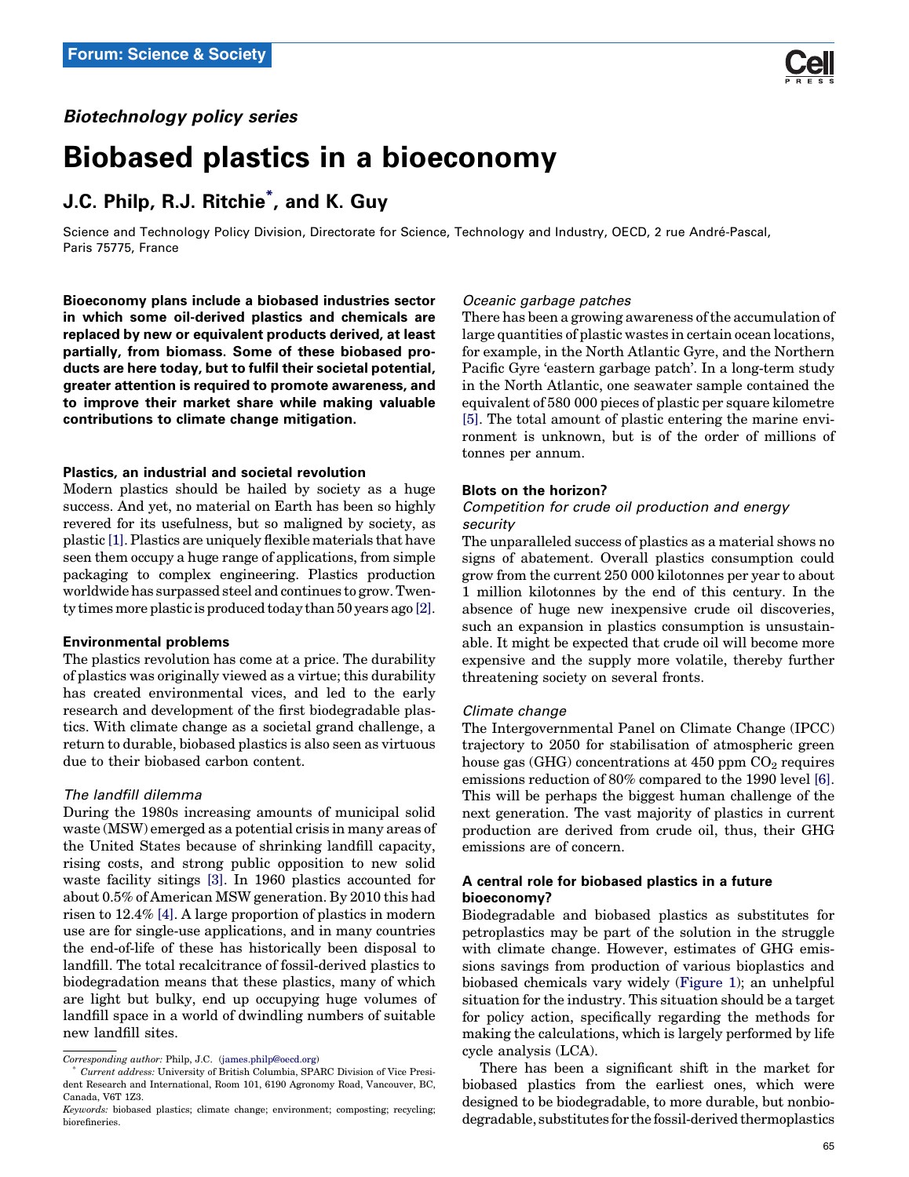Forum: Science & Society

*Biotechnology policy series*

# Biobased plastics in a bioeconomy

## J.C. Philp, R.J. Ritchie*, and K. Guy

Science and Technology Policy Division, Directorate for Science, Technology and Industry, OECD, 2 rue André-Pascal, Paris 75775, France

**Bioeconomy plans include a biobased industries sector in which some oil-derived plastics and chemicals are replaced by new or equivalent products derived, at least partially, from biomass. Some of these biobased products are here today, but to fulfil their societal potential, greater attention is required to promote awareness, and to improve their market share while making valuable contributions to climate change mitigation.**

### Plastics, an industrial and societal revolution

Modern plastics should be hailed by society as a huge success. And yet, no material on Earth has been so highly revered for its usefulness, but so maligned by society, as plastic [1]. Plastics are uniquely flexible materials that have seen them occupy a huge range of applications, from simple packaging to complex engineering. Plastics production worldwide has surpassed steel and continues to grow. Twenty times more plastic is produced today than 50 years ago [2].

### Environmental problems

The plastics revolution has come at a price. The durability of plastics was originally viewed as a virtue; this durability has created environmental vices, and led to the early research and development of the first biodegradable plastics. With climate change as a societal grand challenge, a return to durable, biobased plastics is also seen as virtuous due to their biobased carbon content.

*The landfill dilemma*

During the 1980s increasing amounts of municipal solid waste (MSW) emerged as a potential crisis in many areas of the United States because of shrinking landfill capacity, rising costs, and strong public opposition to new solid waste facility sitings [3]. In 1960 plastics accounted for about 0.5% of American MSW generation. By 2010 this had risen to 12.4% [4]. A large proportion of plastics in modern use are for single-use applications, and in many countries the end-of-life of these has historically been disposal to landfill. The total recalcitrance of fossil-derived plastics to biodegradation means that these plastics, many of which are light but bulky, end up occupying huge volumes of landfill space in a world of dwindling numbers of suitable new landfill sites.

*Oceanic garbage patches*

There has been a growing awareness of the accumulation of large quantities of plastic wastes in certain ocean locations, for example, in the North Atlantic Gyre, and the Northern Pacific Gyre 'eastern garbage patch'. In a long-term study in the North Atlantic, one seawater sample contained the equivalent of 580 000 pieces of plastic per square kilometre [5]. The total amount of plastic entering the marine environment is unknown, but is of the order of millions of tonnes per annum.

### Blots on the horizon?

*Competition for crude oil production and energy security*

The unparalleled success of plastics as a material shows no signs of abatement. Overall plastics consumption could grow from the current 250 000 kilotonnes per year to about 1 million kilotonnes by the end of this century. In the absence of huge new inexpensive crude oil discoveries, such an expansion in plastics consumption is unsustainable. It might be expected that crude oil will become more expensive and the supply more volatile, thereby further threatening society on several fronts.

*Climate change*

The Intergovernmental Panel on Climate Change (IPCC) trajectory to 2050 for stabilisation of atmospheric green house gas (GHG) concentrations at 450 ppm $CO_2$ requires emissions reduction of 80% compared to the 1990 level [6]. This will be perhaps the biggest human challenge of the next generation. The vast majority of plastics in current production are derived from crude oil, thus, their GHG emissions are of concern.

### A central role for biobased plastics in a future bioeconomy?

Biodegradable and biobased plastics as substitutes for petroplastics may be part of the solution in the struggle with climate change. However, estimates of GHG emissions savings from production of various bioplastics and biobased chemicals vary widely (Figure 1); an unhelpful situation for the industry. This situation should be a target for policy action, specifically regarding the methods for making the calculations, which is largely performed by life cycle analysis (LCA).

There has been a significant shift in the market for biobased plastics from the earliest ones, which were designed to be biodegradable, to more durable, but nonbiodegradable, substitutes for the fossil-derived thermoplastics

Corresponding author: Philp, J.C. (james.philp@oecd.org)

* Current address: University of British Columbia, SPARC Division of Vice President Research and International, Room 101, 6190 Agronomy Road, Vancouver, BC, Canada, V6T 1Z3.

Keywords: biobased plastics; climate change; environment; composting; recycling; biorefineries.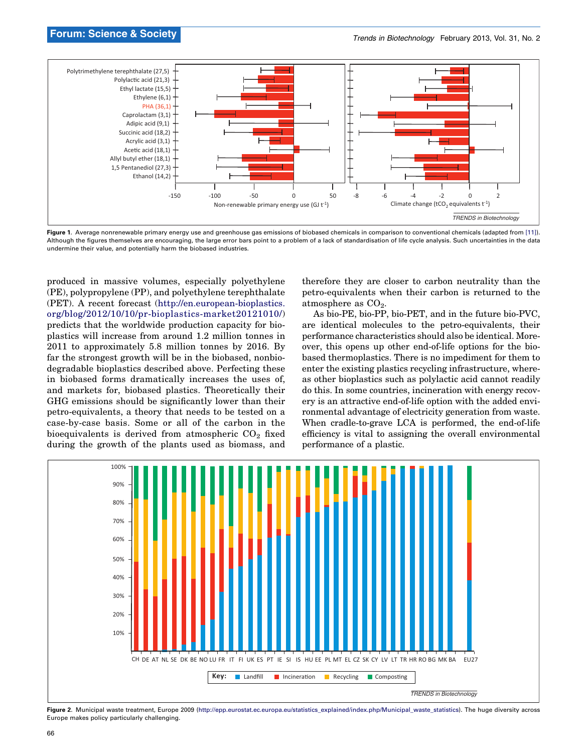Polytrimethylene terephthalate (27,5)
Polylactic acid (21,3)
Ethyl lactate (15,5)
Ethylene (6,1)
PHA (36,1)
Caprolactam (3,1)
Adipic acid (9,1)
Succinic acid (18,2)
Acrylic acid (3,1)
Acetic acid (18,1)
Allyl butyl ether (18,1)
1,5 Pentanediol (27,3)
Ethanol (14,2)

-150 -100 -50 0 50
Non-renewable primary energy use (GJ $t^{-1}$)

-8 -6 -4 -2 0 2
Climate change (t$CO_2$ equivalents $t^{-1}$)

TRENDS in Biotechnology

**Figure 1**. Average nonrenewable primary energy use and greenhouse gas emissions of biobased chemicals in comparison to conventional chemicals (adapted from [11]). Although the figures themselves are encouraging, the large error bars point to a problem of a lack of standardisation of life cycle analysis. Such uncertainties in the data undermine their value, and potentially harm the biobased industries.

produced in massive volumes, especially polyethylene (PE), polypropylene (PP), and polyethylene terephthalate (PET). A recent forecast (http://en.european-bioplastics.org/blog/2012/10/10/pr-bioplastics-market20121010/) predicts that the worldwide production capacity for bioplastics will increase from around 1.2 million tonnes in 2011 to approximately 5.8 million tonnes by 2016. By far the strongest growth will be in the biobased, nonbiodegradable bioplastics described above. Perfecting these in biobased forms dramatically increases the uses of, and markets for, biobased plastics. Theoretically their GHG emissions should be significantly lower than their petro-equivalents, a theory that needs to be tested on a case-by-case basis. Some or all of the carbon in the bioequivalents is derived from atmospheric $CO_2$ fixed during the growth of the plants used as biomass, and therefore they are closer to carbon neutrality than the petro-equivalents when their carbon is returned to the atmosphere as $CO_2$.

As bio-PE, bio-PP, bio-PET, and in the future bio-PVC, are identical molecules to the petro-equivalents, their performance characteristics should also be identical. Moreover, this opens up other end-of-life options for the biobased thermoplastics. There is no impediment for them to enter the existing plastics recycling infrastructure, whereas other bioplastics such as polylactic acid cannot readily do this. In some countries, incineration with energy recovery is an attractive end-of-life option with the added environmental advantage of electricity generation from waste. When cradle-to-grave LCA is performed, the end-of-life efficiency is vital to assigning the overall environmental performance of a plastic.

100% 90% 80% 70% 60% 50% 40% 30% 20% 10%

CH DE AT NL SE DK BE NO LU FR IT FI UK ES PT IE SI IS HU EE PL MT EL CZ SK CY LV LT TR HR RO BG MK BA EU27

Key: Landfill Incineration Recycling Composting

TRENDS in Biotechnology

**Figure 2**. Municipal waste treatment, Europe 2009 (http://epp.eurostat.ec.europa.eu/statistics_explained/index.php/Municipal_waste_statistics). The huge diversity across Europe makes policy particularly challenging.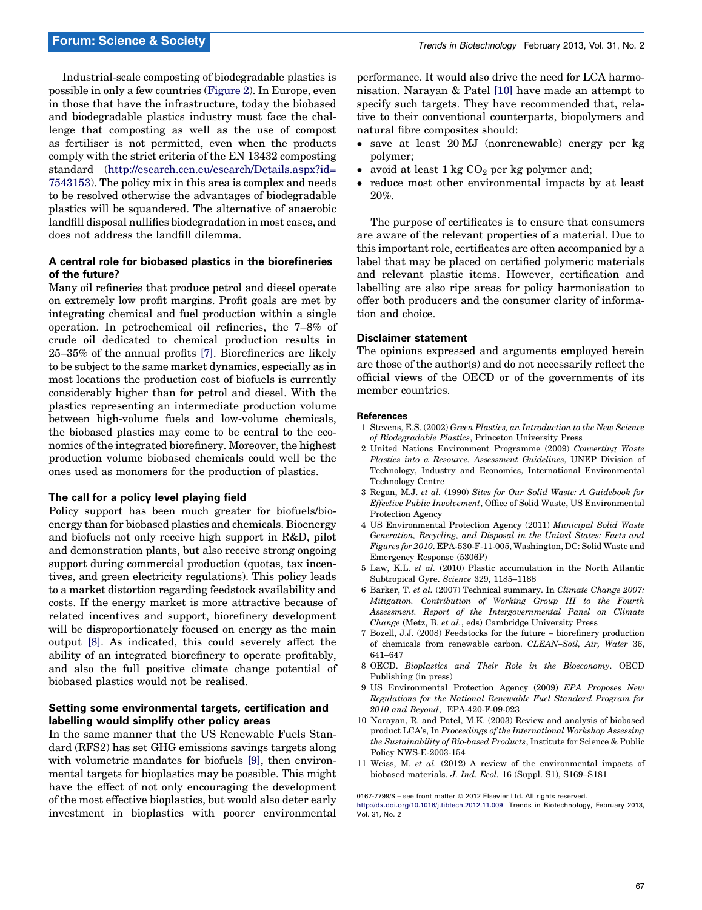Industrial-scale composting of biodegradable plastics is possible in only a few countries (Figure 2). In Europe, even in those that have the infrastructure, today the biobased and biodegradable plastics industry must face the challenge that composting as well as the use of compost as fertiliser is not permitted, even when the products comply with the strict criteria of the EN 13432 composting standard (http://esearch.cen.eu/esearch/Details.aspx?id=7543153). The policy mix in this area is complex and needs to be resolved otherwise the advantages of biodegradable plastics will be squandered. The alternative of anaerobic landfill disposal nullifies biodegradation in most cases, and does not address the landfill dilemma.

### A central role for biobased plastics in the biorefineries of the future?

Many oil refineries that produce petrol and diesel operate on extremely low profit margins. Profit goals are met by integrating chemical and fuel production within a single operation. In petrochemical oil refineries, the 7–8% of crude oil dedicated to chemical production results in 25–35% of the annual profits [7]. Biorefineries are likely to be subject to the same market dynamics, especially as in most locations the production cost of biofuels is currently considerably higher than for petrol and diesel. With the plastics representing an intermediate production volume between high-volume fuels and low-volume chemicals, the biobased plastics may come to be central to the economics of the integrated biorefinery. Moreover, the highest production volume biobased chemicals could well be the ones used as monomers for the production of plastics.

### The call for a policy level playing field

Policy support has been much greater for biofuels/bioenergy than for biobased plastics and chemicals. Bioenergy and biofuels not only receive high support in R&D, pilot and demonstration plants, but also receive strong ongoing support during commercial production (quotas, tax incentives, and green electricity regulations). This policy leads to a market distortion regarding feedstock availability and costs. If the energy market is more attractive because of related incentives and support, biorefinery development will be disproportionately focused on energy as the main output [8]. As indicated, this could severely affect the ability of an integrated biorefinery to operate profitably, and also the full positive climate change potential of biobased plastics would not be realised.

### Setting some environmental targets, certification and labelling would simplify other policy areas

In the same manner that the US Renewable Fuels Standard (RFS2) has set GHG emissions savings targets along with volumetric mandates for biofuels [9], then environmental targets for bioplastics may be possible. This might have the effect of not only encouraging the development of the most effective bioplastics, but would also deter early investment in bioplastics with poorer environmental performance. It would also drive the need for LCA harmonisation. Narayan & Patel [10] have made an attempt to specify such targets. They have recommended that, relative to their conventional counterparts, biopolymers and natural fibre composites should:

- save at least 20 MJ (nonrenewable) energy per kg polymer;
- avoid at least 1 kg $CO_2$ per kg polymer and;
- reduce most other environmental impacts by at least 20%.

The purpose of certificates is to ensure that consumers are aware of the relevant properties of a material. Due to this important role, certificates are often accompanied by a label that may be placed on certified polymeric materials and relevant plastic items. However, certification and labelling are also ripe areas for policy harmonisation to offer both producers and the consumer clarity of information and choice.

### Disclaimer statement

The opinions expressed and arguments employed herein are those of the author(s) and do not necessarily reflect the official views of the OECD or of the governments of its member countries.

### References

1. Stevens, E.S. (2002) *Green Plastics, an Introduction to the New Science of Biodegradable Plastics*, Princeton University Press
2. United Nations Environment Programme (2009) *Converting Waste Plastics into a Resource. Assessment Guidelines*, UNEP Division of Technology, Industry and Economics, International Environmental Technology Centre
3. Regan, M.J. *et al.* (1990) *Sites for Our Solid Waste: A Guidebook for Effective Public Involvement*, Office of Solid Waste, US Environmental Protection Agency
4. US Environmental Protection Agency (2011) *Municipal Solid Waste Generation, Recycling, and Disposal in the United States: Facts and Figures for 2010*. EPA-530-F-11-005, Washington, DC: Solid Waste and Emergency Response (5306P)
5. Law, K.L. *et al.* (2010) Plastic accumulation in the North Atlantic Subtropical Gyre. *Science* 329, 1185–1188
6. Barker, T. *et al.* (2007) Technical summary. In *Climate Change 2007: Mitigation. Contribution of Working Group III to the Fourth Assessment. Report of the Intergovernmental Panel on Climate Change* (Metz, B. *et al.*, eds) Cambridge University Press
7. Bozell, J.J. (2008) Feedstocks for the future – biorefinery production of chemicals from renewable carbon. *CLEAN–Soil, Air, Water* 36, 641–647
8. OECD. *Bioplastics and Their Role in the Bioeconomy*. OECD Publishing (in press)
9. US Environmental Protection Agency (2009) *EPA Proposes New Regulations for the National Renewable Fuel Standard Program for 2010 and Beyond*, EPA-420-F-09-023
10. Narayan, R. and Patel, M.K. (2003) Review and analysis of biobased product LCA's, In *Proceedings of the International Workshop Assessing the Sustainability of Bio-based Products*, Institute for Science & Public Policy NWS-E-2003-154
11. Weiss, M. *et al.* (2012) A review of the environmental impacts of biobased materials. *J. Ind. Ecol.* 16 (Suppl. S1), S169–S181

0167-7799/$ – see front matter © 2012 Elsevier Ltd. All rights reserved.
http://dx.doi.org/10.1016/j.tibtech.2012.11.009 Trends in Biotechnology, February 2013, Vol. 31, No. 2